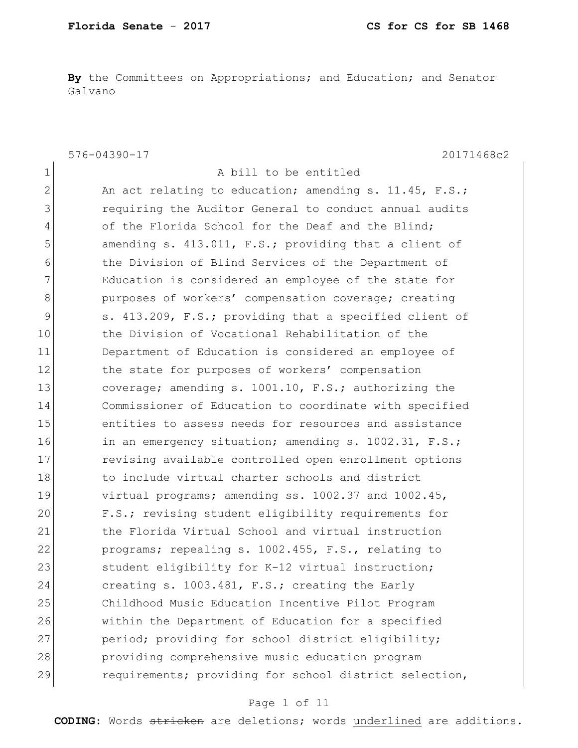**By** the Committees on Appropriations; and Education; and Senator Galvano

576-04390-17 20171468c2

1 A bill to be entitled

2 An act relating to education; amending s. 11.45, F.S.;
3 requiring the Auditor General to conduct annual audits
4 of the Florida School for the Deaf and the Blind;
5 amending s. 413.011, F.S.; providing that a client of
6 the Division of Blind Services of the Department of
7 Education is considered an employee of the state for
8 purposes of workers' compensation coverage; creating
9 s. 413.209, F.S.; providing that a specified client of
10 the Division of Vocational Rehabilitation of the
11 Department of Education is considered an employee of
12 the state for purposes of workers' compensation
13 coverage; amending s. 1001.10, F.S.; authorizing the
14 Commissioner of Education to coordinate with specified
15 entities to assess needs for resources and assistance
16 in an emergency situation; amending s. 1002.31, F.S.;
17 revising available controlled open enrollment options
18 to include virtual charter schools and district
19 virtual programs; amending ss. 1002.37 and 1002.45,
20 F.S.; revising student eligibility requirements for
21 the Florida Virtual School and virtual instruction
22 programs; repealing s. 1002.455, F.S., relating to
23 student eligibility for K-12 virtual instruction;
24 creating s. 1003.481, F.S.; creating the Early
25 Childhood Music Education Incentive Pilot Program
26 within the Department of Education for a specified
27 period; providing for school district eligibility;
28 providing comprehensive music education program
29 requirements; providing for school district selection,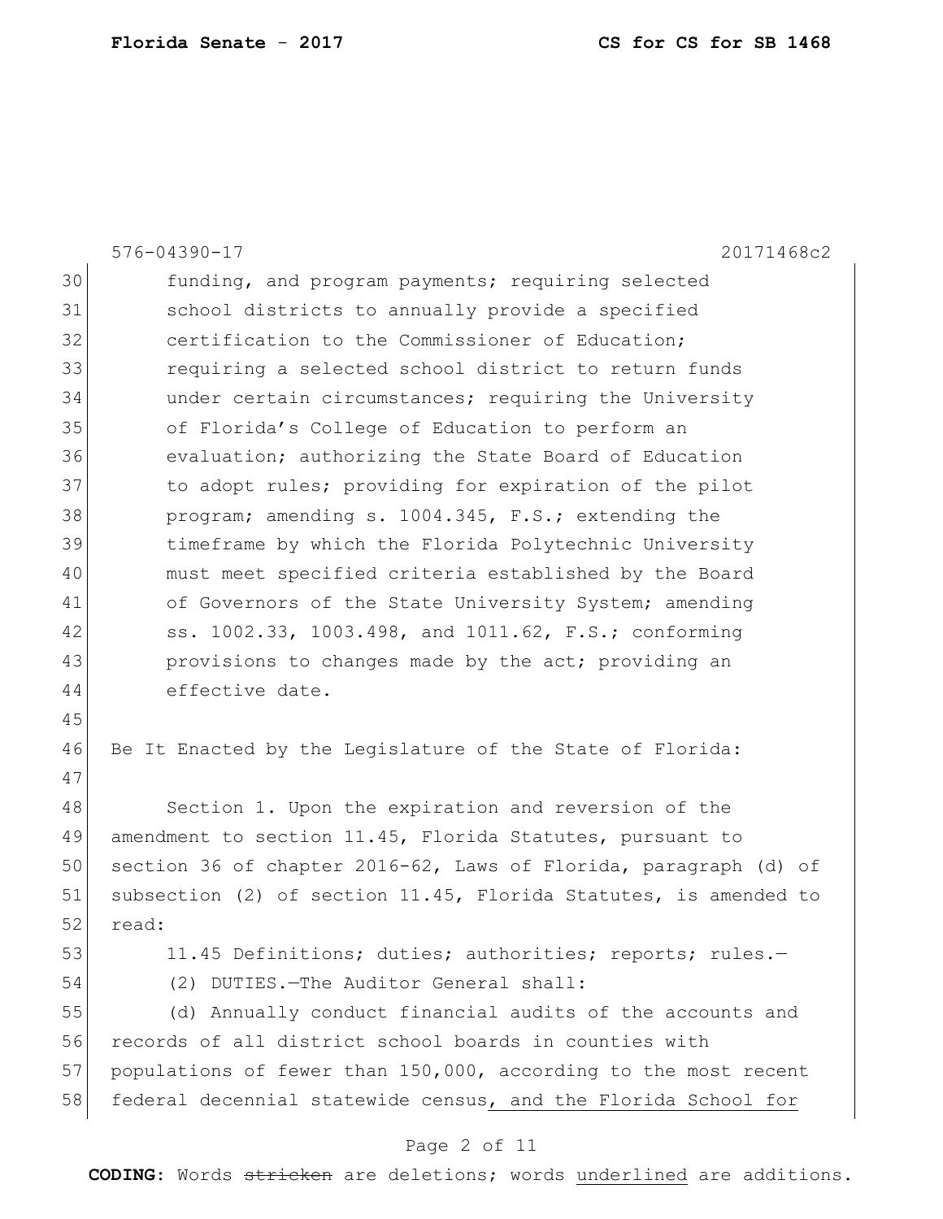576-04390-17 20171468c2

funding, and program payments; requiring selected school districts to annually provide a specified certification to the Commissioner of Education; requiring a selected school district to return funds under certain circumstances; requiring the University of Florida's College of Education to perform an evaluation; authorizing the State Board of Education to adopt rules; providing for expiration of the pilot program; amending s. 1004.345, F.S.; extending the timeframe by which the Florida Polytechnic University must meet specified criteria established by the Board of Governors of the State University System; amending ss. 1002.33, 1003.498, and 1011.62, F.S.; conforming provisions to changes made by the act; providing an effective date.

Be It Enacted by the Legislature of the State of Florida:

Section 1. Upon the expiration and reversion of the amendment to section 11.45, Florida Statutes, pursuant to section 36 of chapter 2016-62, Laws of Florida, paragraph (d) of subsection (2) of section 11.45, Florida Statutes, is amended to read:

11.45 Definitions; duties; authorities; reports; rules.—

(2) DUTIES.—The Auditor General shall:

(d) Annually conduct financial audits of the accounts and records of all district school boards in counties with populations of fewer than 150,000, according to the most recent federal decennial statewide census<u>, and the Florida School for</u>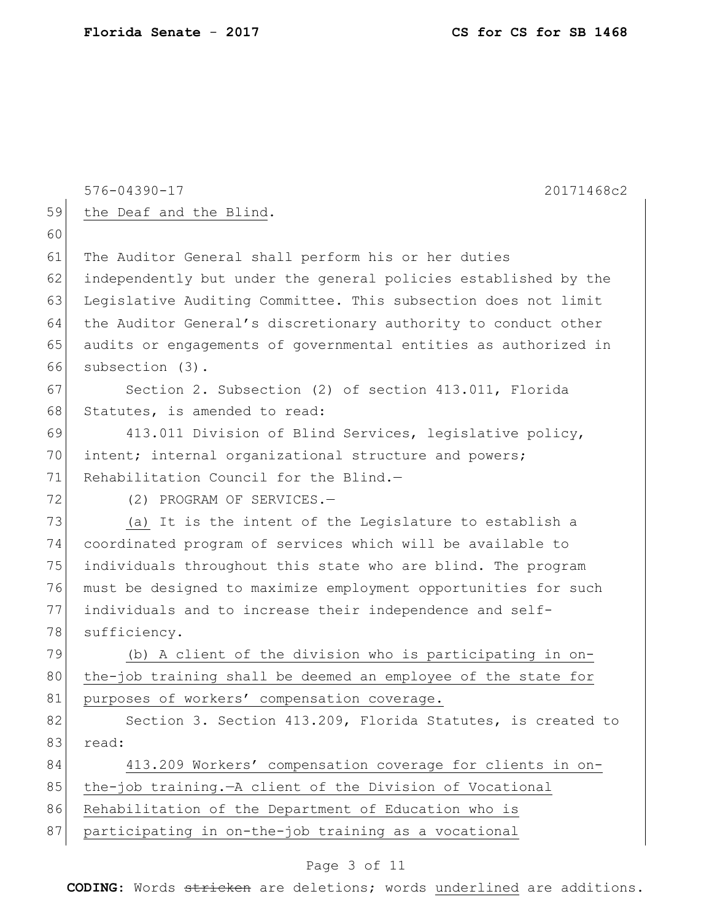576-04390-17 20171468c2

the Deaf and the Blind.

The Auditor General shall perform his or her duties independently but under the general policies established by the Legislative Auditing Committee. This subsection does not limit the Auditor General's discretionary authority to conduct other audits or engagements of governmental entities as authorized in subsection (3).

Section 2. Subsection (2) of section 413.011, Florida Statutes, is amended to read:

413.011 Division of Blind Services, legislative policy, intent; internal organizational structure and powers; Rehabilitation Council for the Blind.—

(2) PROGRAM OF SERVICES.—

<u>(a)</u> It is the intent of the Legislature to establish a coordinated program of services which will be available to individuals throughout this state who are blind. The program must be designed to maximize employment opportunities for such individuals and to increase their independence and self-sufficiency.

<u>(b) A client of the division who is participating in on-the-job training shall be deemed an employee of the state for purposes of workers' compensation coverage.</u>

Section 3. Section 413.209, Florida Statutes, is created to read:

<u>413.209 Workers' compensation coverage for clients in on-the-job training.—A client of the Division of Vocational Rehabilitation of the Department of Education who is participating in on-the-job training as a vocational</u>

**CODING:** Words ~~stricken~~ are deletions; words <u>underlined</u> are additions.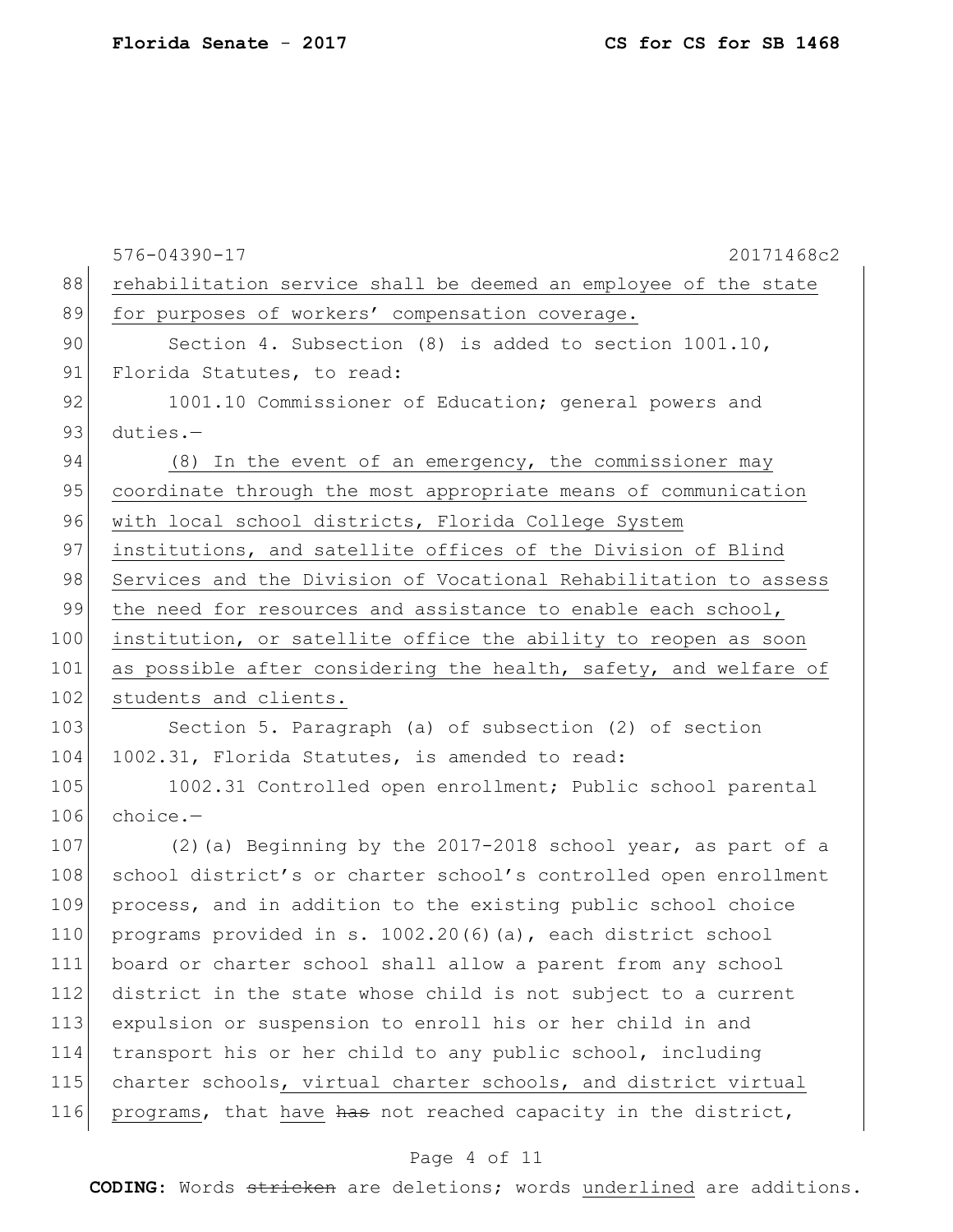576-04390-17 20171468c2

rehabilitation service shall be deemed an employee of the state for purposes of workers' compensation coverage.

Section 4. Subsection (8) is added to section 1001.10, Florida Statutes, to read:

1001.10 Commissioner of Education; general powers and duties.—

(8) In the event of an emergency, the commissioner may coordinate through the most appropriate means of communication with local school districts, Florida College System institutions, and satellite offices of the Division of Blind Services and the Division of Vocational Rehabilitation to assess the need for resources and assistance to enable each school, institution, or satellite office the ability to reopen as soon as possible after considering the health, safety, and welfare of students and clients.

Section 5. Paragraph (a) of subsection (2) of section 1002.31, Florida Statutes, is amended to read:

1002.31 Controlled open enrollment; Public school parental choice.—

(2)(a) Beginning by the 2017-2018 school year, as part of a school district's or charter school's controlled open enrollment process, and in addition to the existing public school choice programs provided in s. 1002.20(6)(a), each district school board or charter school shall allow a parent from any school district in the state whose child is not subject to a current expulsion or suspension to enroll his or her child in and transport his or her child to any public school, including charter schools, virtual charter schools, and district virtual programs, that have ~~has~~ not reached capacity in the district,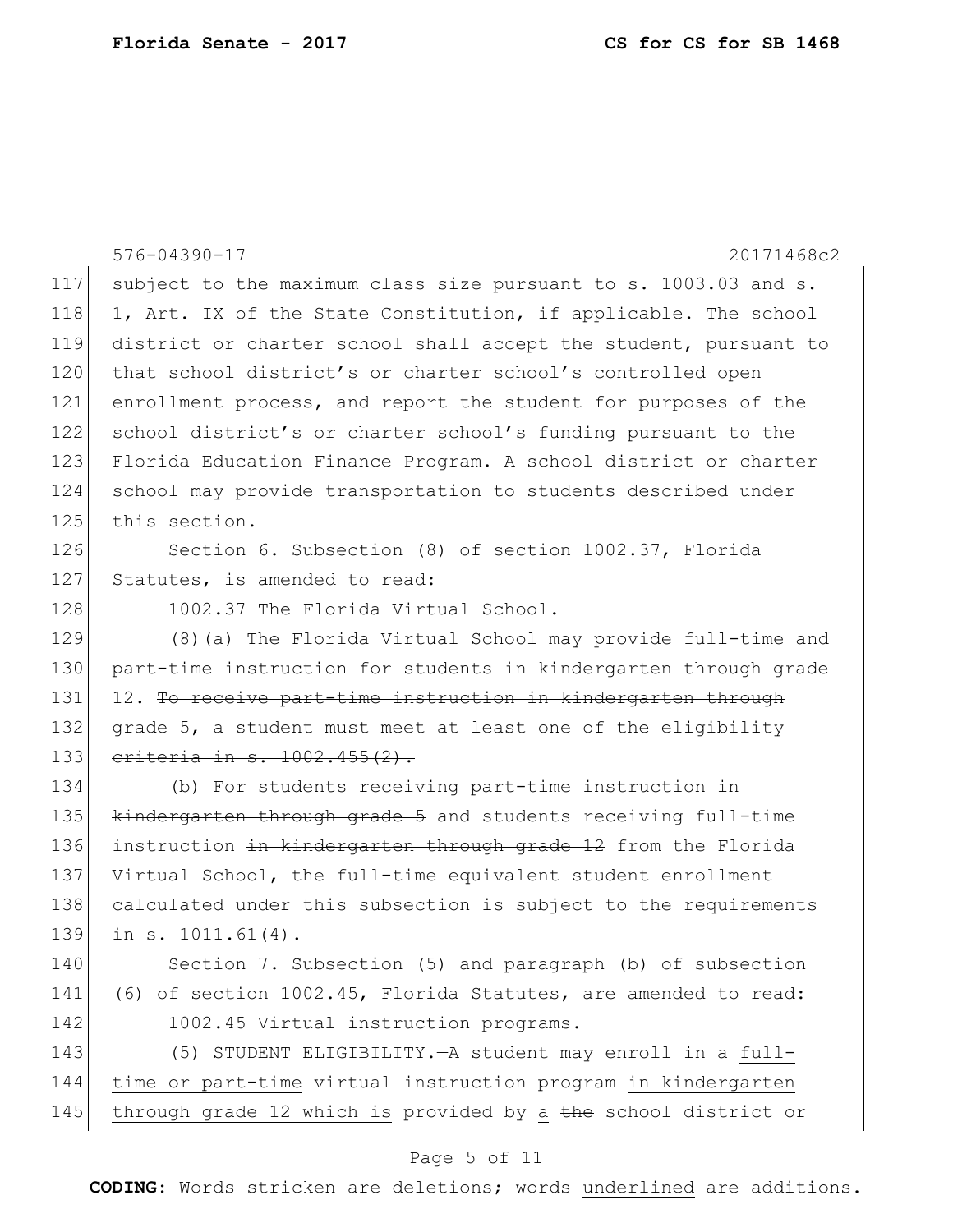576-04390-17 20171468c2

117 subject to the maximum class size pursuant to s. 1003.03 and s.
118 1, Art. IX of the State Constitution, if applicable. The school
119 district or charter school shall accept the student, pursuant to
120 that school district's or charter school's controlled open
121 enrollment process, and report the student for purposes of the
122 school district's or charter school's funding pursuant to the
123 Florida Education Finance Program. A school district or charter
124 school may provide transportation to students described under
125 this section.

126 Section 6. Subsection (8) of section 1002.37, Florida
127 Statutes, is amended to read:

128 1002.37 The Florida Virtual School.—

129 (8)(a) The Florida Virtual School may provide full-time and
130 part-time instruction for students in kindergarten through grade
131 12. ~~To receive part-time instruction in kindergarten through~~
132 ~~grade 5, a student must meet at least one of the eligibility~~
133 ~~criteria in s. 1002.455(2).~~

134 (b) For students receiving part-time instruction ~~in~~
135 ~~kindergarten through grade 5~~ and students receiving full-time
136 instruction ~~in kindergarten through grade 12~~ from the Florida
137 Virtual School, the full-time equivalent student enrollment
138 calculated under this subsection is subject to the requirements
139 in s. 1011.61(4).

140 Section 7. Subsection (5) and paragraph (b) of subsection
141 (6) of section 1002.45, Florida Statutes, are amended to read:

142 1002.45 Virtual instruction programs.—

143 (5) STUDENT ELIGIBILITY.—A student may enroll in a full-
144 time or part-time virtual instruction program in kindergarten
145 through grade 12 which is provided by a ~~the~~ school district or

**CODING:** Words ~~stricken~~ are deletions; words underlined are additions.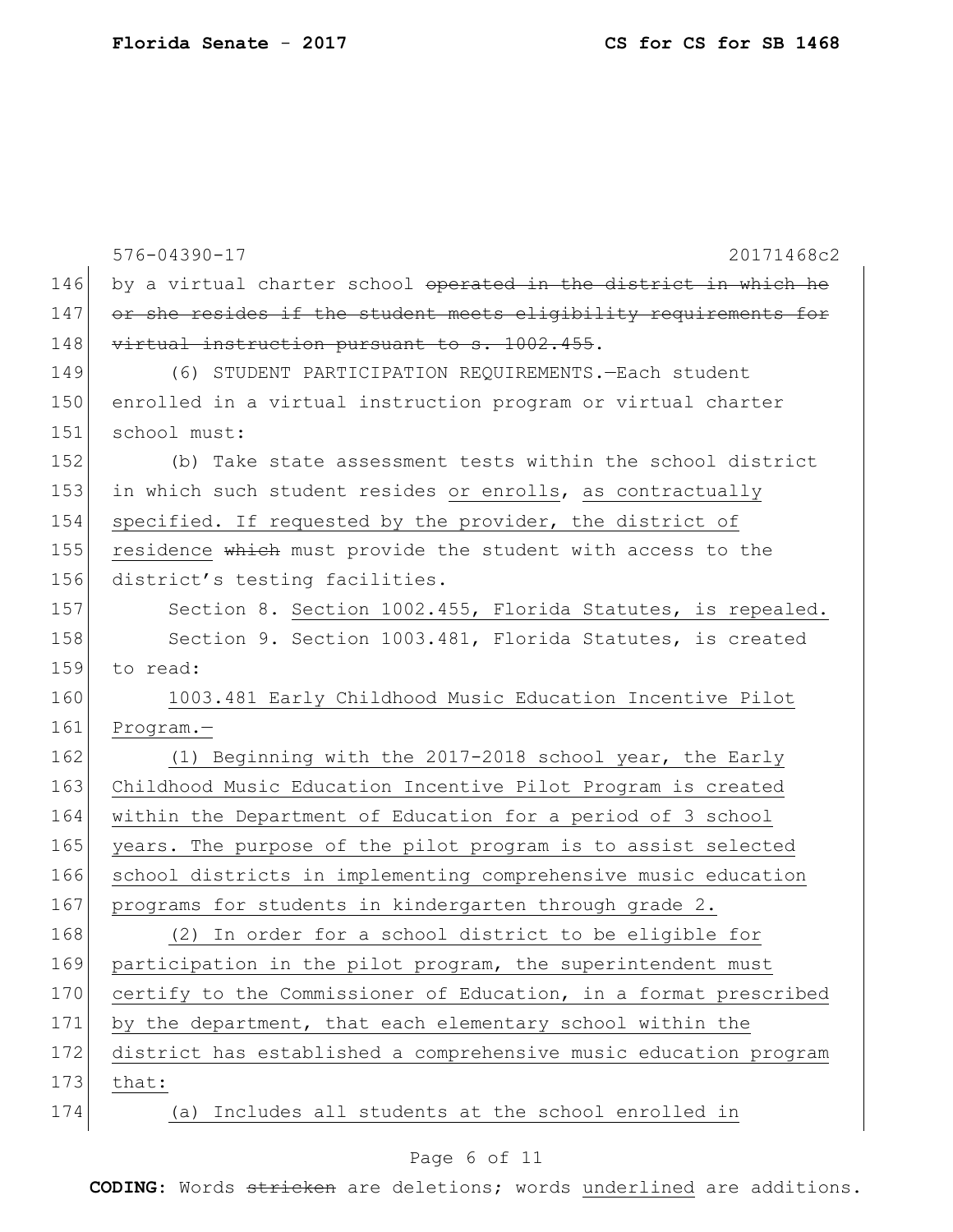576-04390-17 20171468c2

146 by a virtual charter school ~~operated in the district in which he~~
147 ~~or she resides if the student meets eligibility requirements for~~
148 ~~virtual instruction pursuant to s. 1002.455~~.

149 (6) STUDENT PARTICIPATION REQUIREMENTS.—Each student
150 enrolled in a virtual instruction program or virtual charter
151 school must:

152 (b) Take state assessment tests within the school district
153 in which such student resides <u>or enrolls</u>, <u>as contractually</u>
154 <u>specified. If requested by the provider, the district of</u>
155 <u>residence</u> ~~which~~ must provide the student with access to the
156 district's testing facilities.

157 Section 8. <u>Section 1002.455, Florida Statutes, is repealed.</u>

158 Section 9. Section 1003.481, Florida Statutes, is created
159 to read:

160 <u>1003.481 Early Childhood Music Education Incentive Pilot</u>
161 <u>Program.—</u>

162 <u>(1) Beginning with the 2017-2018 school year, the Early</u>
163 <u>Childhood Music Education Incentive Pilot Program is created</u>
164 <u>within the Department of Education for a period of 3 school</u>
165 <u>years. The purpose of the pilot program is to assist selected</u>
166 <u>school districts in implementing comprehensive music education</u>
167 <u>programs for students in kindergarten through grade 2.</u>

168 <u>(2) In order for a school district to be eligible for</u>
169 <u>participation in the pilot program, the superintendent must</u>
170 <u>certify to the Commissioner of Education, in a format prescribed</u>
171 <u>by the department, that each elementary school within the</u>
172 <u>district has established a comprehensive music education program</u>
173 <u>that:</u>

174 <u>(a) Includes all students at the school enrolled in</u>

**CODING:** Words ~~stricken~~ are deletions; words <u>underlined</u> are additions.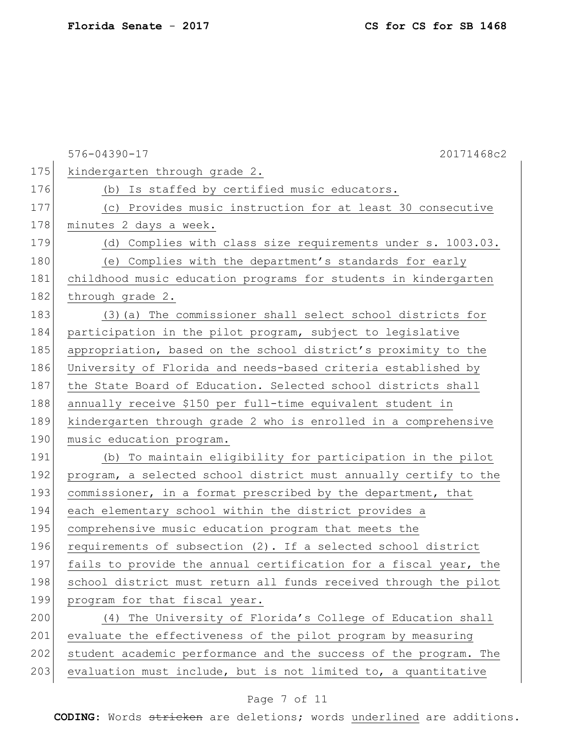kindergarten through grade 2.

(b) Is staffed by certified music educators.

(c) Provides music instruction for at least 30 consecutive minutes 2 days a week.

(d) Complies with class size requirements under s. 1003.03.

(e) Complies with the department's standards for early childhood music education programs for students in kindergarten through grade 2.

(3)(a) The commissioner shall select school districts for participation in the pilot program, subject to legislative appropriation, based on the school district's proximity to the University of Florida and needs-based criteria established by the State Board of Education. Selected school districts shall annually receive $150 per full-time equivalent student in kindergarten through grade 2 who is enrolled in a comprehensive music education program.

(b) To maintain eligibility for participation in the pilot program, a selected school district must annually certify to the commissioner, in a format prescribed by the department, that each elementary school within the district provides a comprehensive music education program that meets the requirements of subsection (2). If a selected school district fails to provide the annual certification for a fiscal year, the school district must return all funds received through the pilot program for that fiscal year.

(4) The University of Florida's College of Education shall evaluate the effectiveness of the pilot program by measuring student academic performance and the success of the program. The evaluation must include, but is not limited to, a quantitative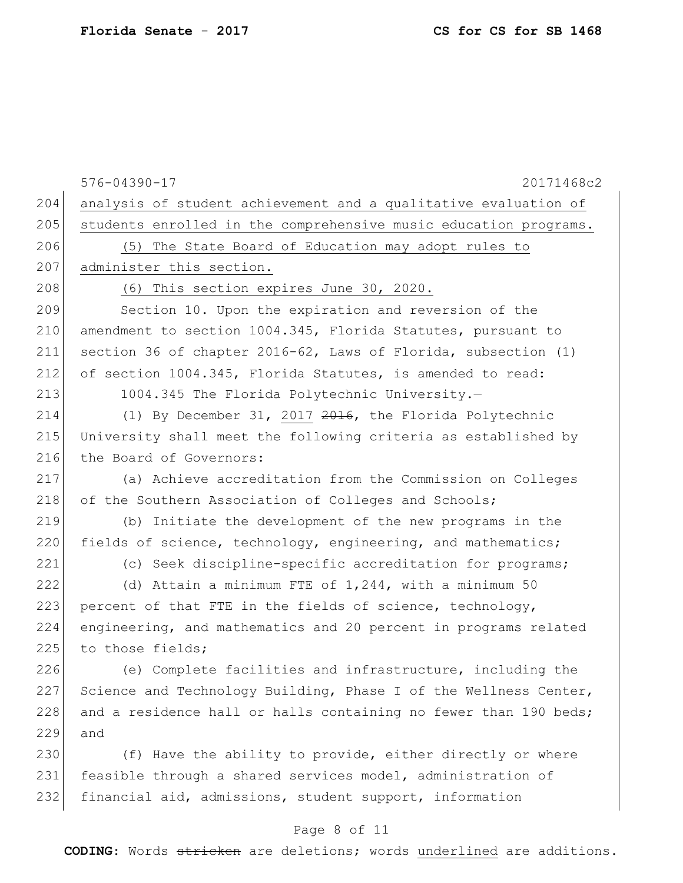analysis of student achievement and a qualitative evaluation of students enrolled in the comprehensive music education programs.

(5) The State Board of Education may adopt rules to administer this section.

(6) This section expires June 30, 2020.

Section 10. Upon the expiration and reversion of the amendment to section 1004.345, Florida Statutes, pursuant to section 36 of chapter 2016-62, Laws of Florida, subsection (1) of section 1004.345, Florida Statutes, is amended to read:

1004.345 The Florida Polytechnic University.—

(1) By December 31, 2017 ~~2016~~, the Florida Polytechnic University shall meet the following criteria as established by the Board of Governors:

(a) Achieve accreditation from the Commission on Colleges of the Southern Association of Colleges and Schools;

(b) Initiate the development of the new programs in the fields of science, technology, engineering, and mathematics;

(c) Seek discipline-specific accreditation for programs;

(d) Attain a minimum FTE of 1,244, with a minimum 50 percent of that FTE in the fields of science, technology, engineering, and mathematics and 20 percent in programs related to those fields;

(e) Complete facilities and infrastructure, including the Science and Technology Building, Phase I of the Wellness Center, and a residence hall or halls containing no fewer than 190 beds; and

(f) Have the ability to provide, either directly or where feasible through a shared services model, administration of financial aid, admissions, student support, information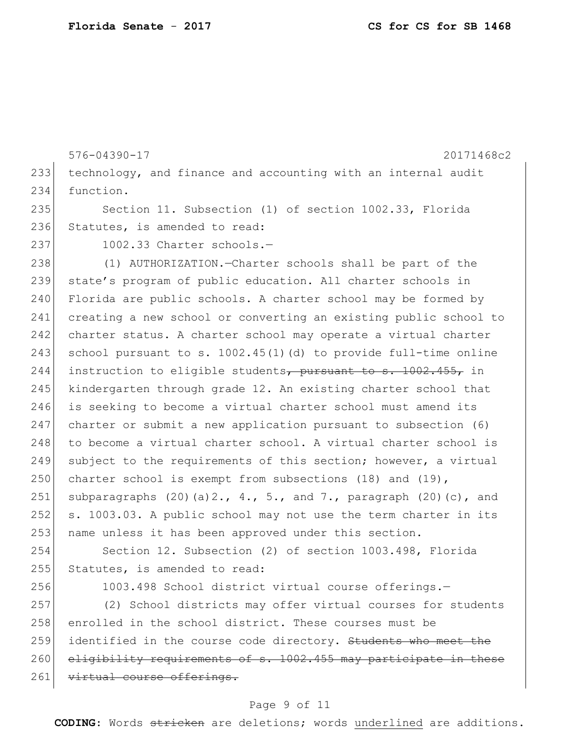technology, and finance and accounting with an internal audit function.

Section 11. Subsection (1) of section 1002.33, Florida Statutes, is amended to read:

1002.33 Charter schools.—

(1) AUTHORIZATION.—Charter schools shall be part of the state's program of public education. All charter schools in Florida are public schools. A charter school may be formed by creating a new school or converting an existing public school to charter status. A charter school may operate a virtual charter school pursuant to s. 1002.45(1)(d) to provide full-time online instruction to eligible students~~, pursuant to s. 1002.455,~~ in kindergarten through grade 12. An existing charter school that is seeking to become a virtual charter school must amend its charter or submit a new application pursuant to subsection (6) to become a virtual charter school. A virtual charter school is subject to the requirements of this section; however, a virtual charter school is exempt from subsections (18) and (19), subparagraphs (20)(a)2., 4., 5., and 7., paragraph (20)(c), and s. 1003.03. A public school may not use the term charter in its name unless it has been approved under this section.

Section 12. Subsection (2) of section 1003.498, Florida Statutes, is amended to read:

1003.498 School district virtual course offerings.—

(2) School districts may offer virtual courses for students enrolled in the school district. These courses must be identified in the course code directory. ~~Students who meet the eligibility requirements of s. 1002.455 may participate in these virtual course offerings.~~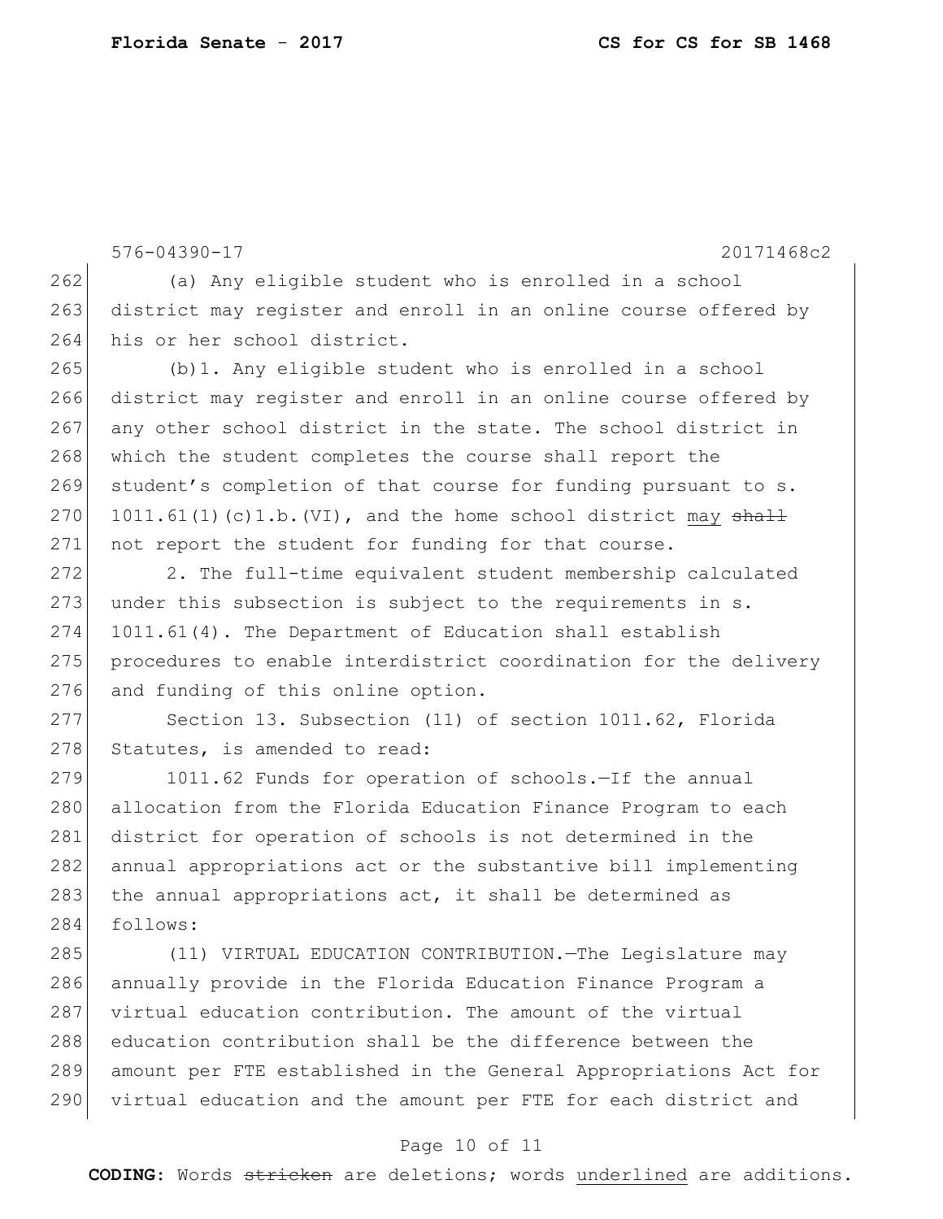576-04390-17 20171468c2

262 (a) Any eligible student who is enrolled in a school
263 district may register and enroll in an online course offered by
264 his or her school district.

265 (b)1. Any eligible student who is enrolled in a school
266 district may register and enroll in an online course offered by
267 any other school district in the state. The school district in
268 which the student completes the course shall report the
269 student's completion of that course for funding pursuant to s.
270 1011.61(1)(c)1.b.(VI), and the home school district <u>may</u> ~~shall~~
271 not report the student for funding for that course.

272 2. The full-time equivalent student membership calculated
273 under this subsection is subject to the requirements in s.
274 1011.61(4). The Department of Education shall establish
275 procedures to enable interdistrict coordination for the delivery
276 and funding of this online option.

277 Section 13. Subsection (11) of section 1011.62, Florida
278 Statutes, is amended to read:

279 1011.62 Funds for operation of schools.—If the annual
280 allocation from the Florida Education Finance Program to each
281 district for operation of schools is not determined in the
282 annual appropriations act or the substantive bill implementing
283 the annual appropriations act, it shall be determined as
284 follows:

285 (11) VIRTUAL EDUCATION CONTRIBUTION.—The Legislature may
286 annually provide in the Florida Education Finance Program a
287 virtual education contribution. The amount of the virtual
288 education contribution shall be the difference between the
289 amount per FTE established in the General Appropriations Act for
290 virtual education and the amount per FTE for each district and

**CODING:** Words ~~stricken~~ are deletions; words <u>underlined</u> are additions.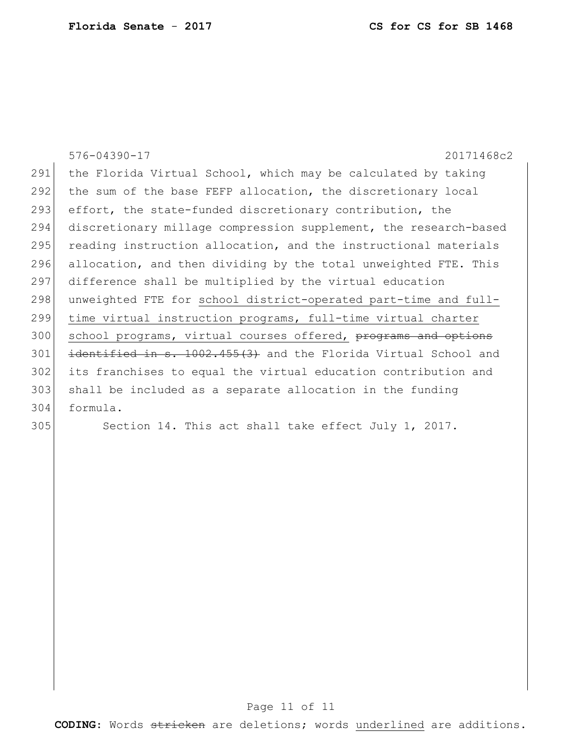576-04390-17 20171468c2

291 the Florida Virtual School, which may be calculated by taking
292 the sum of the base FEFP allocation, the discretionary local
293 effort, the state-funded discretionary contribution, the
294 discretionary millage compression supplement, the research-based
295 reading instruction allocation, and the instructional materials
296 allocation, and then dividing by the total unweighted FTE. This
297 difference shall be multiplied by the virtual education
298 unweighted FTE for <u>school district-operated part-time and full-</u>
299 <u>time virtual instruction programs, full-time virtual charter</u>
300 <u>school programs, virtual courses offered,</u> ~~programs and options~~
301 ~~identified in s. 1002.455(3)~~ and the Florida Virtual School and
302 its franchises to equal the virtual education contribution and
303 shall be included as a separate allocation in the funding
304 formula.

305 Section 14. This act shall take effect July 1, 2017.

**CODING:** Words ~~stricken~~ are deletions; words <u>underlined</u> are additions.